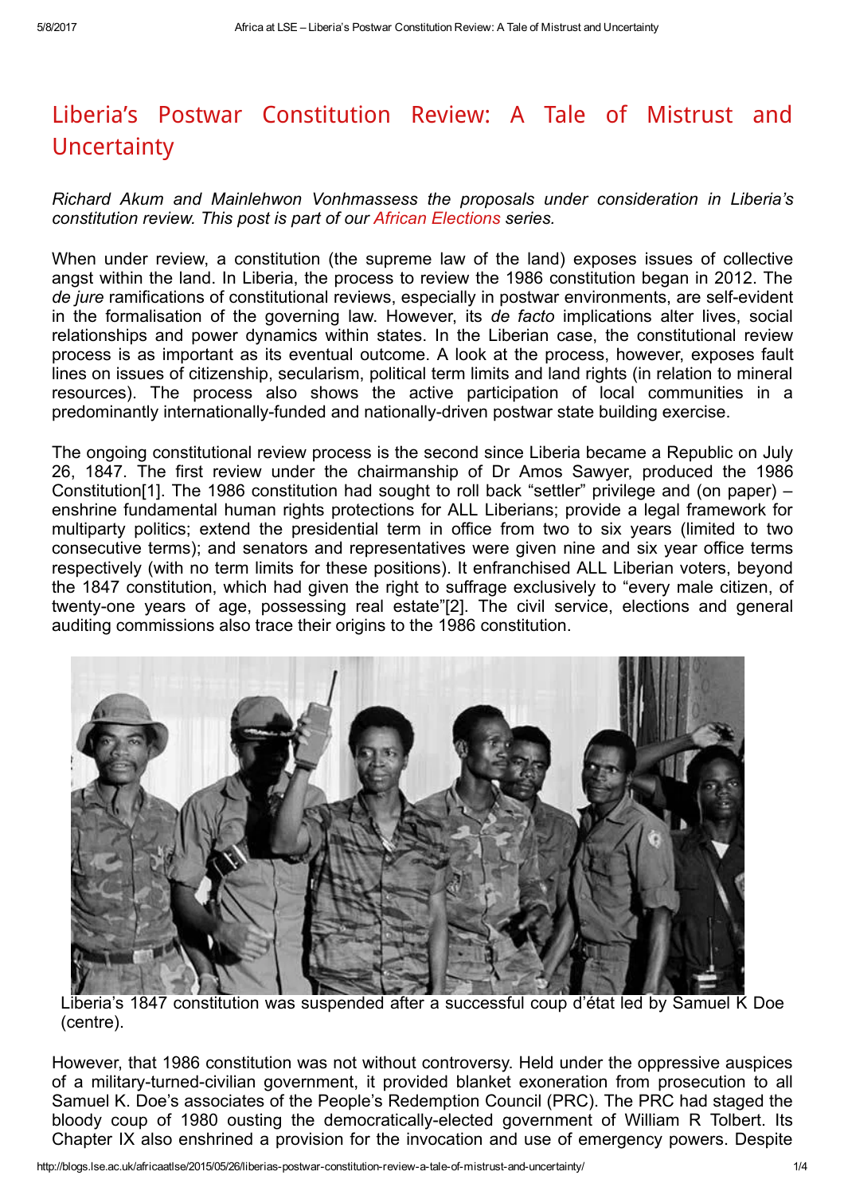# Liberia's Postwar Constitution Review: A Tale of Mistrust and Uncertainty

*Richard Akum and Mainlehwon Vonhmassess the proposals under consideration in Liberia's constitution review. This post is part of our African Elections series.*

When under review, a constitution (the supreme law of the land) exposes issues of collective angst within the land. In Liberia, the process to review the 1986 constitution began in 2012. The *de jure* ramifications of constitutional reviews, especially in postwar environments, are self-evident in the formalisation of the governing law. However, its *de facto* implications alter lives, social relationships and power dynamics within states. In the Liberian case, the constitutional review process is as important as its eventual outcome. A look at the process, however, exposes fault lines on issues of citizenship, secularism, political term limits and land rights (in relation to mineral resources). The process also shows the active participation of local communities in a predominantly internationally-funded and nationally-driven postwar state building exercise.

The ongoing constitutional review process is the second since Liberia became a Republic on July 26, 1847. The first review under the chairmanship of Dr Amos Sawyer, produced the 1986 Constitution[1]. The 1986 constitution had sought to roll back "settler" privilege and (on paper) – enshrine fundamental human rights protections for ALL Liberians; provide a legal framework for multiparty politics; extend the presidential term in office from two to six years (limited to two consecutive terms); and senators and representatives were given nine and six year office terms respectively (with no term limits for these positions). It enfranchised ALL Liberian voters, beyond the 1847 constitution, which had given the right to suffrage exclusively to "every male citizen, of twenty-one years of age, possessing real estate"[2]. The civil service, elections and general auditing commissions also trace their origins to the 1986 constitution.

Liberia's 1847 constitution was suspended after a successful coup d'état led by Samuel K Doe (centre).

However, that 1986 constitution was not without controversy. Held under the oppressive auspices of a military-turned-civilian government, it provided blanket exoneration from prosecution to all Samuel K. Doe's associates of the People's Redemption Council (PRC). The PRC had staged the bloody coup of 1980 ousting the democratically-elected government of William R Tolbert. Its Chapter IX also enshrined a provision for the invocation and use of emergency powers. Despite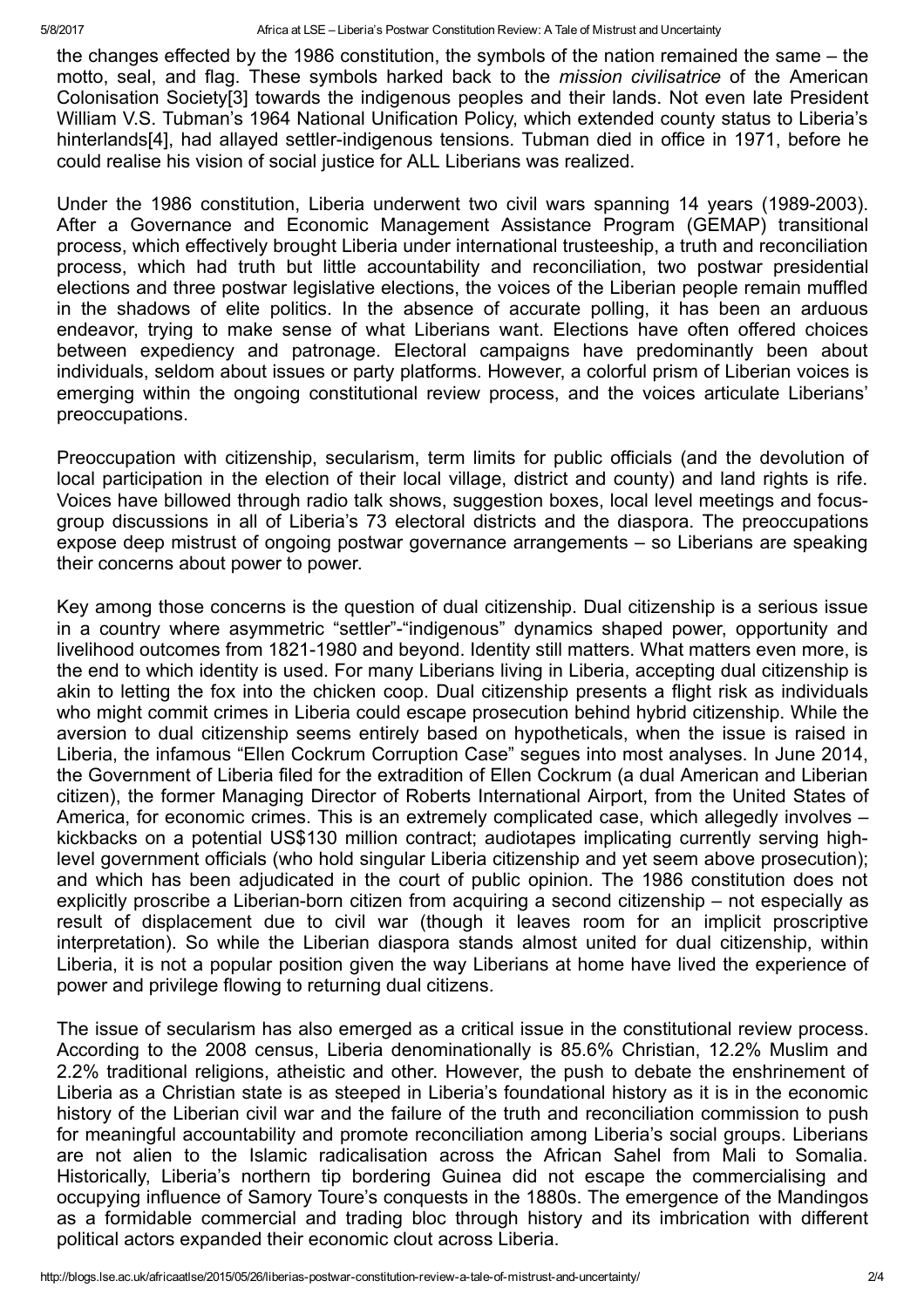the changes effected by the 1986 constitution, the symbols of the nation remained the same – the motto, seal, and flag. These symbols harked back to the *mission civilisatrice* of the American Colonisation Society[3] towards the indigenous peoples and their lands. Not even late President William V.S. Tubman's 1964 National Unification Policy, which extended county status to Liberia's hinterlands[4], had allayed settler-indigenous tensions. Tubman died in office in 1971, before he could realise his vision of social justice for ALL Liberians was realized.

Under the 1986 constitution, Liberia underwent two civil wars spanning 14 years (1989-2003). After a Governance and Economic Management Assistance Program (GEMAP) transitional process, which effectively brought Liberia under international trusteeship, a truth and reconciliation process, which had truth but little accountability and reconciliation, two postwar presidential elections and three postwar legislative elections, the voices of the Liberian people remain muffled in the shadows of elite politics. In the absence of accurate polling, it has been an arduous endeavor, trying to make sense of what Liberians want. Elections have often offered choices between expediency and patronage. Electoral campaigns have predominantly been about individuals, seldom about issues or party platforms. However, a colorful prism of Liberian voices is emerging within the ongoing constitutional review process, and the voices articulate Liberians' preoccupations.

Preoccupation with citizenship, secularism, term limits for public officials (and the devolution of local participation in the election of their local village, district and county) and land rights is rife. Voices have billowed through radio talk shows, suggestion boxes, local level meetings and focus-group discussions in all of Liberia's 73 electoral districts and the diaspora. The preoccupations expose deep mistrust of ongoing postwar governance arrangements – so Liberians are speaking their concerns about power to power.

Key among those concerns is the question of dual citizenship. Dual citizenship is a serious issue in a country where asymmetric "settler"-"indigenous" dynamics shaped power, opportunity and livelihood outcomes from 1821-1980 and beyond. Identity still matters. What matters even more, is the end to which identity is used. For many Liberians living in Liberia, accepting dual citizenship is akin to letting the fox into the chicken coop. Dual citizenship presents a flight risk as individuals who might commit crimes in Liberia could escape prosecution behind hybrid citizenship. While the aversion to dual citizenship seems entirely based on hypotheticals, when the issue is raised in Liberia, the infamous "Ellen Cockrum Corruption Case" segues into most analyses. In June 2014, the Government of Liberia filed for the extradition of Ellen Cockrum (a dual American and Liberian citizen), the former Managing Director of Roberts International Airport, from the United States of America, for economic crimes. This is an extremely complicated case, which allegedly involves – kickbacks on a potential US$130 million contract; audiotapes implicating currently serving high-level government officials (who hold singular Liberia citizenship and yet seem above prosecution); and which has been adjudicated in the court of public opinion. The 1986 constitution does not explicitly proscribe a Liberian-born citizen from acquiring a second citizenship – not especially as result of displacement due to civil war (though it leaves room for an implicit proscriptive interpretation). So while the Liberian diaspora stands almost united for dual citizenship, within Liberia, it is not a popular position given the way Liberians at home have lived the experience of power and privilege flowing to returning dual citizens.

The issue of secularism has also emerged as a critical issue in the constitutional review process. According to the 2008 census, Liberia denominationally is 85.6% Christian, 12.2% Muslim and 2.2% traditional religions, atheistic and other. However, the push to debate the enshrinement of Liberia as a Christian state is as steeped in Liberia's foundational history as it is in the economic history of the Liberian civil war and the failure of the truth and reconciliation commission to push for meaningful accountability and promote reconciliation among Liberia's social groups. Liberians are not alien to the Islamic radicalisation across the African Sahel from Mali to Somalia. Historically, Liberia's northern tip bordering Guinea did not escape the commercialising and occupying influence of Samory Toure's conquests in the 1880s. The emergence of the Mandingos as a formidable commercial and trading bloc through history and its imbrication with different political actors expanded their economic clout across Liberia.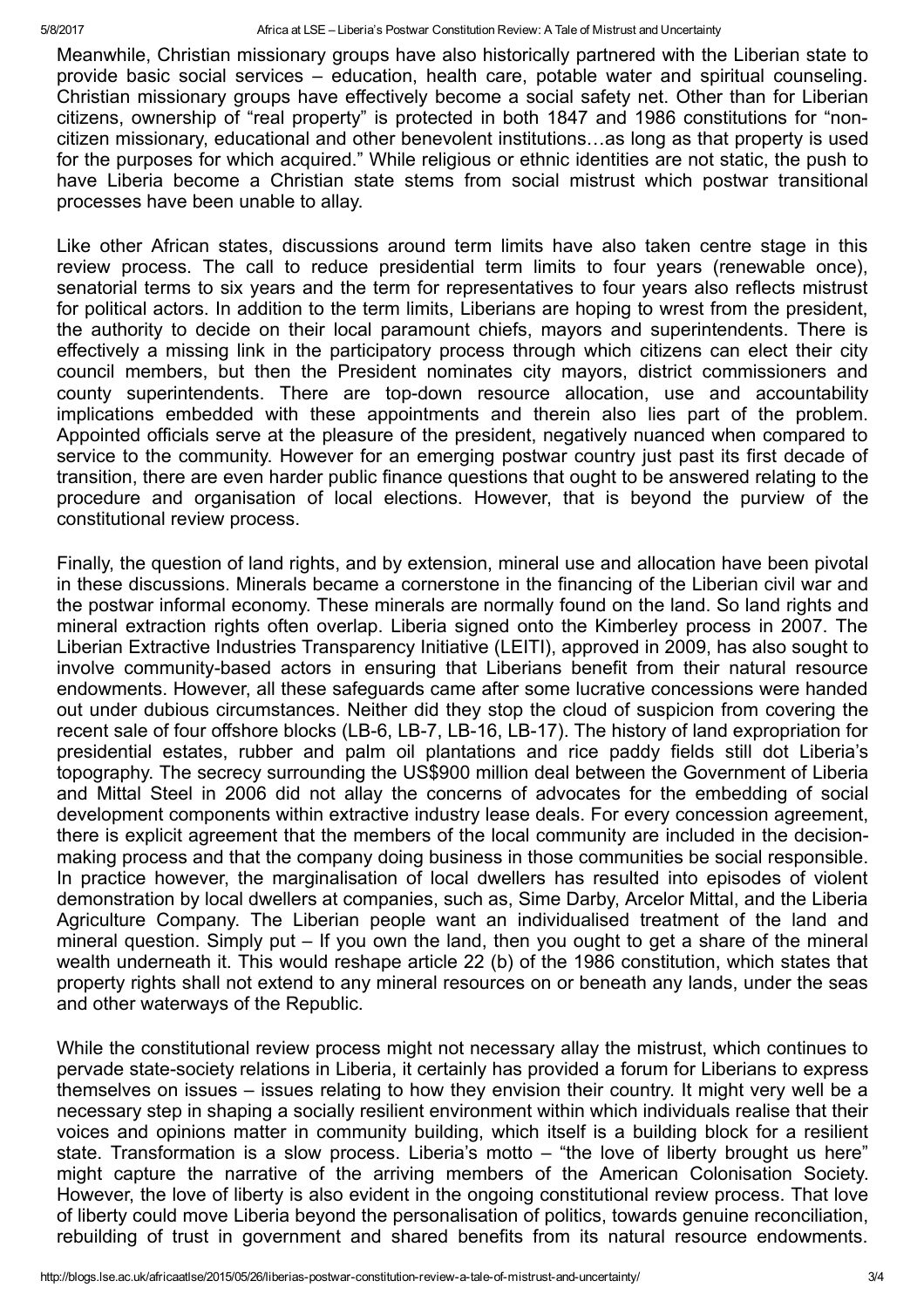Meanwhile, Christian missionary groups have also historically partnered with the Liberian state to provide basic social services – education, health care, potable water and spiritual counseling. Christian missionary groups have effectively become a social safety net. Other than for Liberian citizens, ownership of "real property" is protected in both 1847 and 1986 constitutions for "non-citizen missionary, educational and other benevolent institutions…as long as that property is used for the purposes for which acquired." While religious or ethnic identities are not static, the push to have Liberia become a Christian state stems from social mistrust which postwar transitional processes have been unable to allay.

Like other African states, discussions around term limits have also taken centre stage in this review process. The call to reduce presidential term limits to four years (renewable once), senatorial terms to six years and the term for representatives to four years also reflects mistrust for political actors. In addition to the term limits, Liberians are hoping to wrest from the president, the authority to decide on their local paramount chiefs, mayors and superintendents. There is effectively a missing link in the participatory process through which citizens can elect their city council members, but then the President nominates city mayors, district commissioners and county superintendents. There are top-down resource allocation, use and accountability implications embedded with these appointments and therein also lies part of the problem. Appointed officials serve at the pleasure of the president, negatively nuanced when compared to service to the community. However for an emerging postwar country just past its first decade of transition, there are even harder public finance questions that ought to be answered relating to the procedure and organisation of local elections. However, that is beyond the purview of the constitutional review process.

Finally, the question of land rights, and by extension, mineral use and allocation have been pivotal in these discussions. Minerals became a cornerstone in the financing of the Liberian civil war and the postwar informal economy. These minerals are normally found on the land. So land rights and mineral extraction rights often overlap. Liberia signed onto the Kimberley process in 2007. The Liberian Extractive Industries Transparency Initiative (LEITI), approved in 2009, has also sought to involve community-based actors in ensuring that Liberians benefit from their natural resource endowments. However, all these safeguards came after some lucrative concessions were handed out under dubious circumstances. Neither did they stop the cloud of suspicion from covering the recent sale of four offshore blocks (LB-6, LB-7, LB-16, LB-17). The history of land expropriation for presidential estates, rubber and palm oil plantations and rice paddy fields still dot Liberia's topography. The secrecy surrounding the US$900 million deal between the Government of Liberia and Mittal Steel in 2006 did not allay the concerns of advocates for the embedding of social development components within extractive industry lease deals. For every concession agreement, there is explicit agreement that the members of the local community are included in the decision-making process and that the company doing business in those communities be social responsible. In practice however, the marginalisation of local dwellers has resulted into episodes of violent demonstration by local dwellers at companies, such as, Sime Darby, Arcelor Mittal, and the Liberia Agriculture Company. The Liberian people want an individualised treatment of the land and mineral question. Simply put – If you own the land, then you ought to get a share of the mineral wealth underneath it. This would reshape article 22 (b) of the 1986 constitution, which states that property rights shall not extend to any mineral resources on or beneath any lands, under the seas and other waterways of the Republic.

While the constitutional review process might not necessary allay the mistrust, which continues to pervade state-society relations in Liberia, it certainly has provided a forum for Liberians to express themselves on issues – issues relating to how they envision their country. It might very well be a necessary step in shaping a socially resilient environment within which individuals realise that their voices and opinions matter in community building, which itself is a building block for a resilient state. Transformation is a slow process. Liberia's motto – "the love of liberty brought us here" might capture the narrative of the arriving members of the American Colonisation Society. However, the love of liberty is also evident in the ongoing constitutional review process. That love of liberty could move Liberia beyond the personalisation of politics, towards genuine reconciliation, rebuilding of trust in government and shared benefits from its natural resource endowments.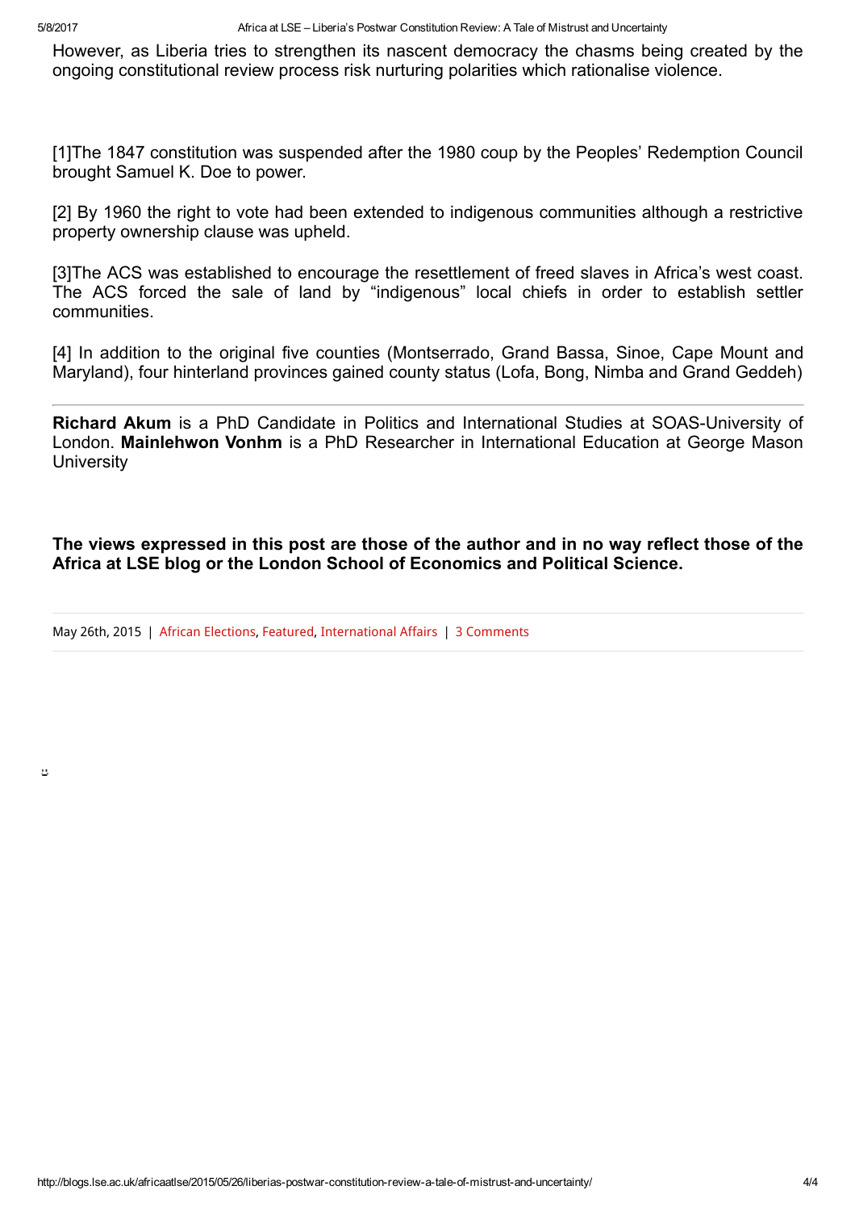However, as Liberia tries to strengthen its nascent democracy the chasms being created by the ongoing constitutional review process risk nurturing polarities which rationalise violence.

[1]The 1847 constitution was suspended after the 1980 coup by the Peoples' Redemption Council brought Samuel K. Doe to power.

[2] By 1960 the right to vote had been extended to indigenous communities although a restrictive property ownership clause was upheld.

[3]The ACS was established to encourage the resettlement of freed slaves in Africa's west coast. The ACS forced the sale of land by "indigenous" local chiefs in order to establish settler communities.

[4] In addition to the original five counties (Montserrado, Grand Bassa, Sinoe, Cape Mount and Maryland), four hinterland provinces gained county status (Lofa, Bong, Nimba and Grand Geddeh)

---

**Richard Akum** is a PhD Candidate in Politics and International Studies at SOAS-University of London. **Mainlehwon Vonhm** is a PhD Researcher in International Education at George Mason University

**The views expressed in this post are those of the author and in no way reflect those of the Africa at LSE blog or the London School of Economics and Political Science.**

May 26th, 2015 | African Elections, Featured, International Affairs | 3 Comments